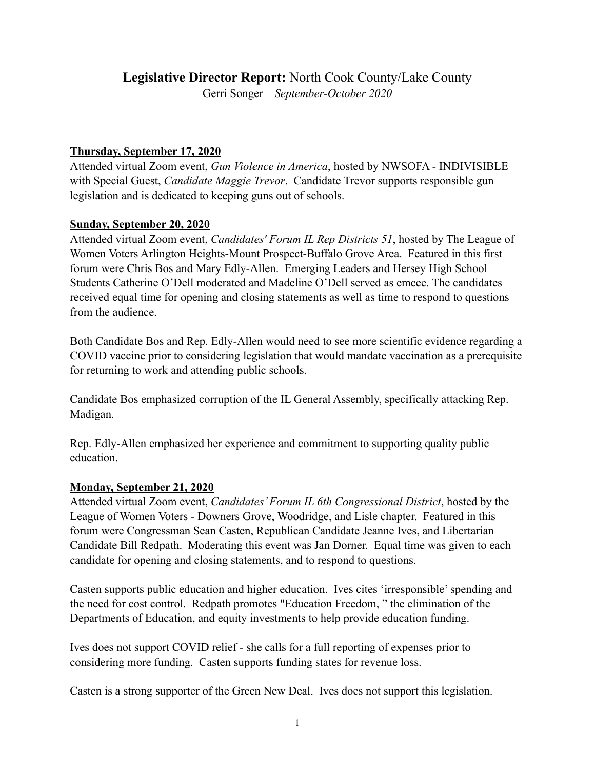# **Legislative Director Report:** North Cook County/Lake County

Gerri Songer – *September-October 2020*

**Thursday, September 17, 2020**

Attended virtual Zoom event, *Gun Violence in America*, hosted by NWSOFA - INDIVISIBLE with Special Guest, *Candidate Maggie Trevor*. Candidate Trevor supports responsible gun legislation and is dedicated to keeping guns out of schools.

**Sunday, September 20, 2020**

Attended virtual Zoom event, *Candidates' Forum IL Rep Districts 51*, hosted by The League of Women Voters Arlington Heights-Mount Prospect-Buffalo Grove Area. Featured in this first forum were Chris Bos and Mary Edly-Allen. Emerging Leaders and Hersey High School Students Catherine O'Dell moderated and Madeline O'Dell served as emcee. The candidates received equal time for opening and closing statements as well as time to respond to questions from the audience.

Both Candidate Bos and Rep. Edly-Allen would need to see more scientific evidence regarding a COVID vaccine prior to considering legislation that would mandate vaccination as a prerequisite for returning to work and attending public schools.

Candidate Bos emphasized corruption of the IL General Assembly, specifically attacking Rep. Madigan.

Rep. Edly-Allen emphasized her experience and commitment to supporting quality public education.

**Monday, September 21, 2020**

Attended virtual Zoom event, *Candidates' Forum IL 6th Congressional District*, hosted by the League of Women Voters - Downers Grove, Woodridge, and Lisle chapter. Featured in this forum were Congressman Sean Casten, Republican Candidate Jeanne Ives, and Libertarian Candidate Bill Redpath. Moderating this event was Jan Dorner. Equal time was given to each candidate for opening and closing statements, and to respond to questions.

Casten supports public education and higher education. Ives cites 'irresponsible' spending and the need for cost control. Redpath promotes "Education Freedom, " the elimination of the Departments of Education, and equity investments to help provide education funding.

Ives does not support COVID relief - she calls for a full reporting of expenses prior to considering more funding. Casten supports funding states for revenue loss.

Casten is a strong supporter of the Green New Deal. Ives does not support this legislation.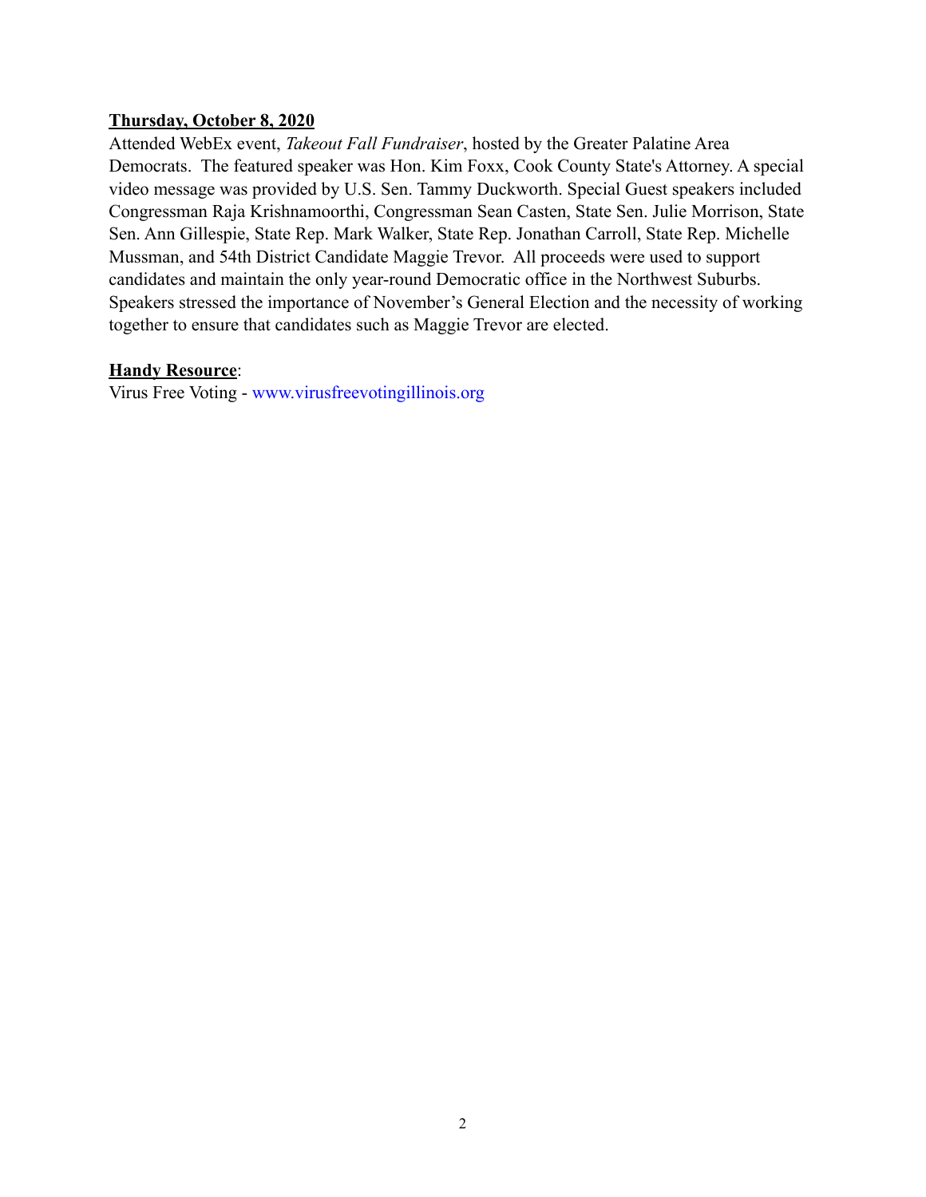**<u>Thursday, October 8, 2020</u>**

Attended WebEx event, *Takeout Fall Fundraiser*, hosted by the Greater Palatine Area Democrats. The featured speaker was Hon. Kim Foxx, Cook County State's Attorney. A special video message was provided by U.S. Sen. Tammy Duckworth. Special Guest speakers included Congressman Raja Krishnamoorthi, Congressman Sean Casten, State Sen. Julie Morrison, State Sen. Ann Gillespie, State Rep. Mark Walker, State Rep. Jonathan Carroll, State Rep. Michelle Mussman, and 54th District Candidate Maggie Trevor. All proceeds were used to support candidates and maintain the only year-round Democratic office in the Northwest Suburbs. Speakers stressed the importance of November's General Election and the necessity of working together to ensure that candidates such as Maggie Trevor are elected.

**<u>Handy Resource</u>**:

Virus Free Voting - www.virusfreevotingillinois.org